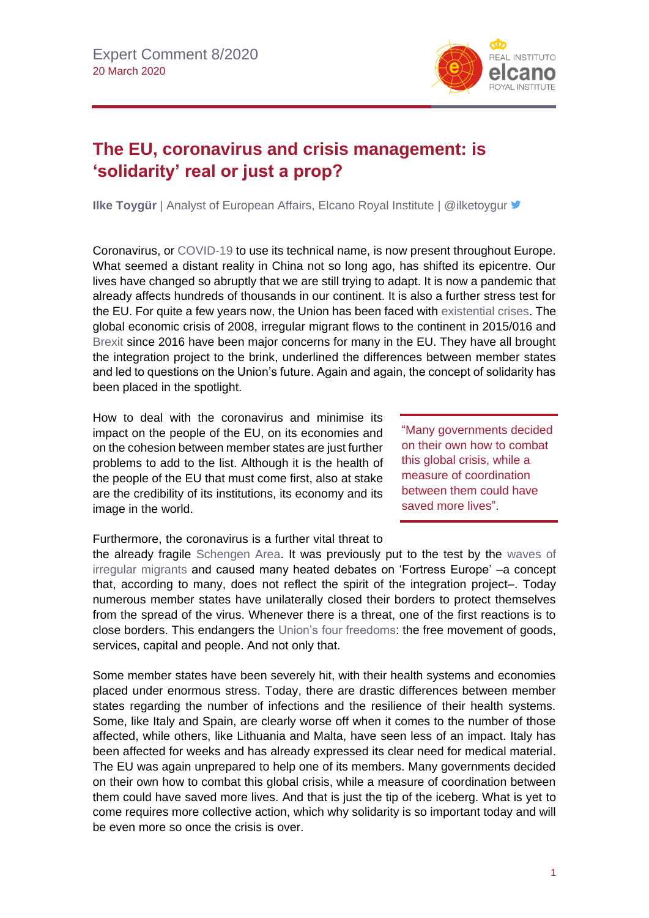Expert Comment 8/2020
20 March 2020

# The EU, coronavirus and crisis management: is 'solidarity' real or just a prop?

**Ilke Toygür** | Analyst of European Affairs, Elcano Royal Institute | @ilketoygur

Coronavirus, or COVID-19 to use its technical name, is now present throughout Europe. What seemed a distant reality in China not so long ago, has shifted its epicentre. Our lives have changed so abruptly that we are still trying to adapt. It is now a pandemic that already affects hundreds of thousands in our continent. It is also a further stress test for the EU. For quite a few years now, the Union has been faced with existential crises. The global economic crisis of 2008, irregular migrant flows to the continent in 2015/016 and Brexit since 2016 have been major concerns for many in the EU. They have all brought the integration project to the brink, underlined the differences between member states and led to questions on the Union's future. Again and again, the concept of solidarity has been placed in the spotlight.

How to deal with the coronavirus and minimise its impact on the people of the EU, on its economies and on the cohesion between member states are just further problems to add to the list. Although it is the health of the people of the EU that must come first, also at stake are the credibility of its institutions, its economy and its image in the world.

> "Many governments decided on their own how to combat this global crisis, while a measure of coordination between them could have saved more lives".

Furthermore, the coronavirus is a further vital threat to the already fragile Schengen Area. It was previously put to the test by the waves of irregular migrants and caused many heated debates on 'Fortress Europe' –a concept that, according to many, does not reflect the spirit of the integration project–. Today numerous member states have unilaterally closed their borders to protect themselves from the spread of the virus. Whenever there is a threat, one of the first reactions is to close borders. This endangers the Union's four freedoms: the free movement of goods, services, capital and people. And not only that.

Some member states have been severely hit, with their health systems and economies placed under enormous stress. Today, there are drastic differences between member states regarding the number of infections and the resilience of their health systems. Some, like Italy and Spain, are clearly worse off when it comes to the number of those affected, while others, like Lithuania and Malta, have seen less of an impact. Italy has been affected for weeks and has already expressed its clear need for medical material. The EU was again unprepared to help one of its members. Many governments decided on their own how to combat this global crisis, while a measure of coordination between them could have saved more lives. And that is just the tip of the iceberg. What is yet to come requires more collective action, which why solidarity is so important today and will be even more so once the crisis is over.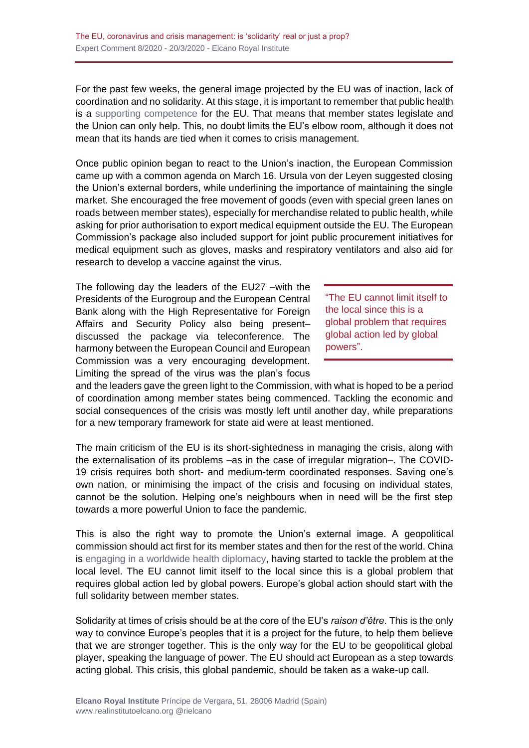For the past few weeks, the general image projected by the EU was of inaction, lack of coordination and no solidarity. At this stage, it is important to remember that public health is a supporting competence for the EU. That means that member states legislate and the Union can only help. This, no doubt limits the EU's elbow room, although it does not mean that its hands are tied when it comes to crisis management.

Once public opinion began to react to the Union's inaction, the European Commission came up with a common agenda on March 16. Ursula von der Leyen suggested closing the Union's external borders, while underlining the importance of maintaining the single market. She encouraged the free movement of goods (even with special green lanes on roads between member states), especially for merchandise related to public health, while asking for prior authorisation to export medical equipment outside the EU. The European Commission's package also included support for joint public procurement initiatives for medical equipment such as gloves, masks and respiratory ventilators and also aid for research to develop a vaccine against the virus.

The following day the leaders of the EU27 –with the Presidents of the Eurogroup and the European Central Bank along with the High Representative for Foreign Affairs and Security Policy also being present– discussed the package via teleconference. The harmony between the European Council and European Commission was a very encouraging development. Limiting the spread of the virus was the plan's focus and the leaders gave the green light to the Commission, with what is hoped to be a period of coordination among member states being commenced. Tackling the economic and social consequences of the crisis was mostly left until another day, while preparations for a new temporary framework for state aid were at least mentioned.

> "The EU cannot limit itself to the local since this is a global problem that requires global action led by global powers".

The main criticism of the EU is its short-sightedness in managing the crisis, along with the externalisation of its problems –as in the case of irregular migration–. The COVID-19 crisis requires both short- and medium-term coordinated responses. Saving one's own nation, or minimising the impact of the crisis and focusing on individual states, cannot be the solution. Helping one's neighbours when in need will be the first step towards a more powerful Union to face the pandemic.

This is also the right way to promote the Union's external image. A geopolitical commission should act first for its member states and then for the rest of the world. China is engaging in a worldwide health diplomacy, having started to tackle the problem at the local level. The EU cannot limit itself to the local since this is a global problem that requires global action led by global powers. Europe's global action should start with the full solidarity between member states.

Solidarity at times of crisis should be at the core of the EU's *raison d'être*. This is the only way to convince Europe's peoples that it is a project for the future, to help them believe that we are stronger together. This is the only way for the EU to be geopolitical global player, speaking the language of power. The EU should act European as a step towards acting global. This crisis, this global pandemic, should be taken as a wake-up call.